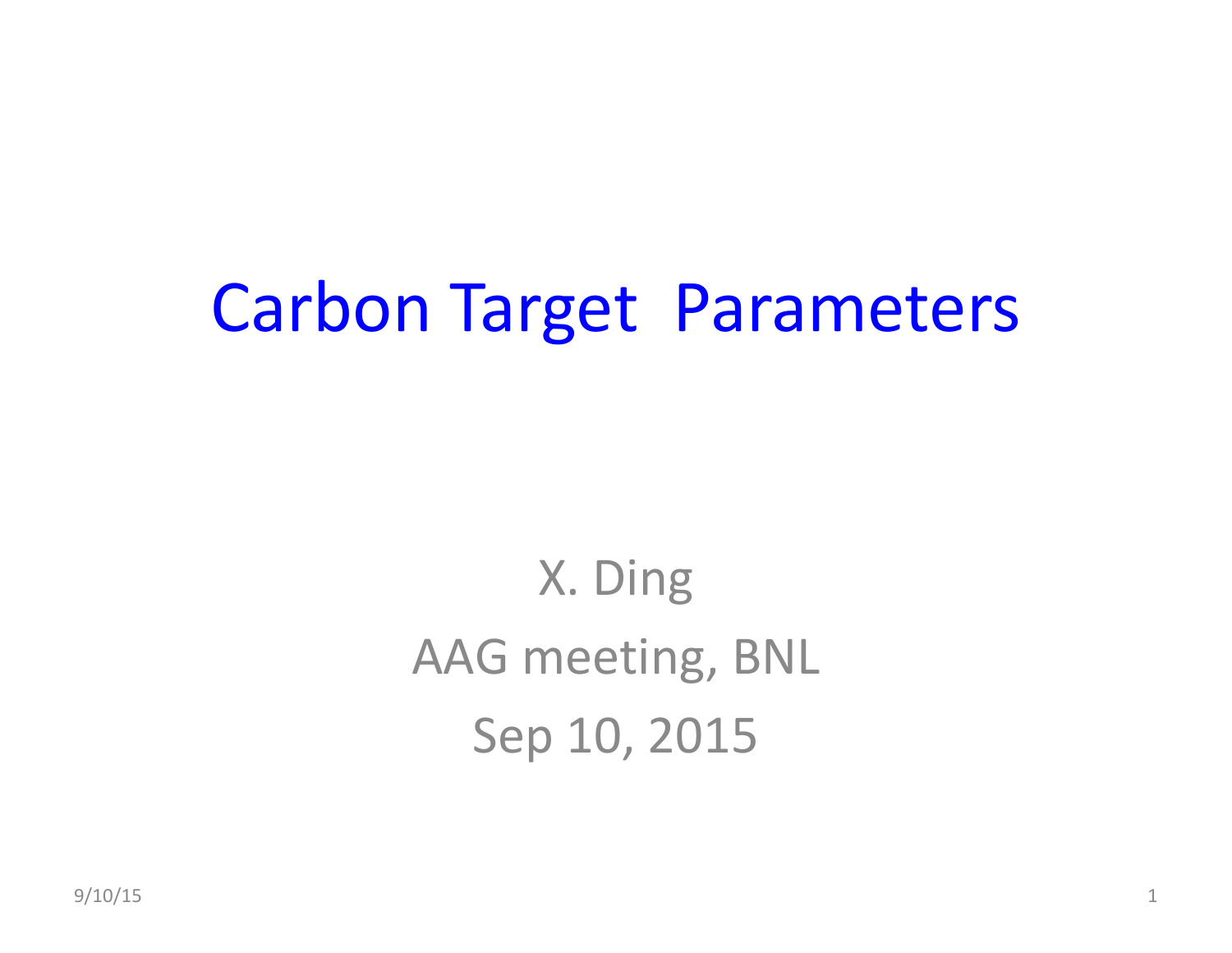# Carbon Target Parameters

X. Ding

AAG meeting, BNL

Sep 10, 2015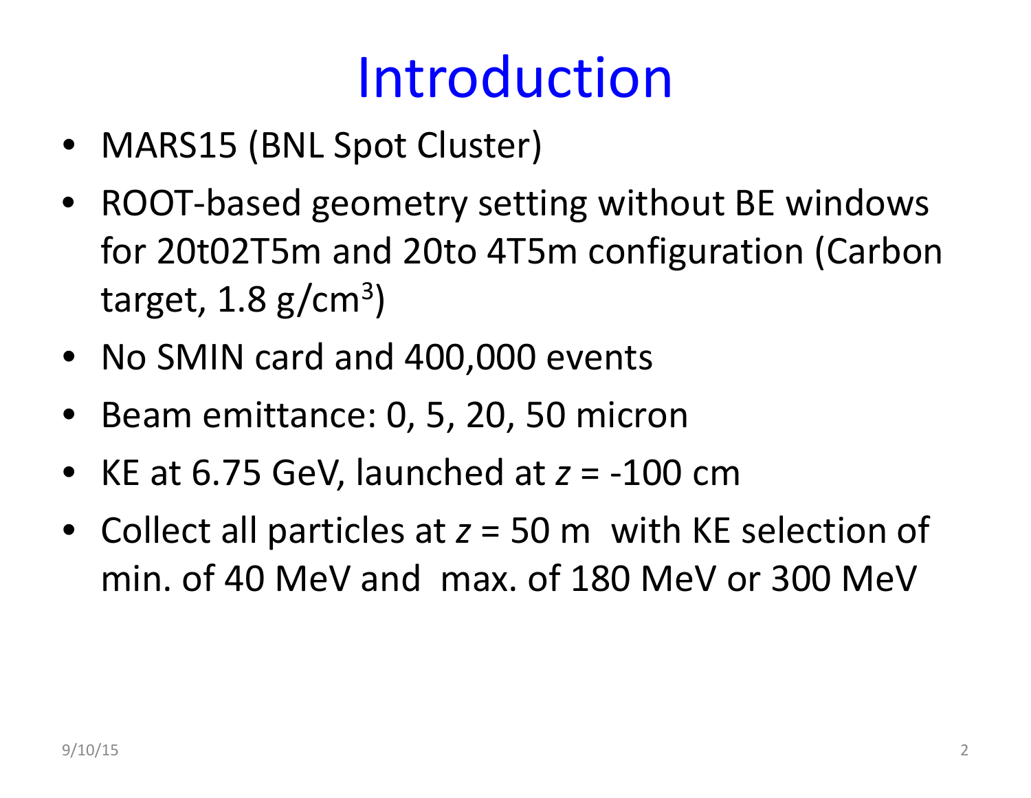# Introduction

- MARS15 (BNL Spot Cluster)
- ROOT-based geometry setting without BE windows for 20t02T5m and 20to 4T5m configuration (Carbon target, 1.8 g/cm$^3$)
- No SMIN card and 400,000 events
- Beam emittance: 0, 5, 20, 50 micron
- KE at 6.75 GeV, launched at $z$ = -100 cm
- Collect all particles at $z$ = 50 m with KE selection of min. of 40 MeV and max. of 180 MeV or 300 MeV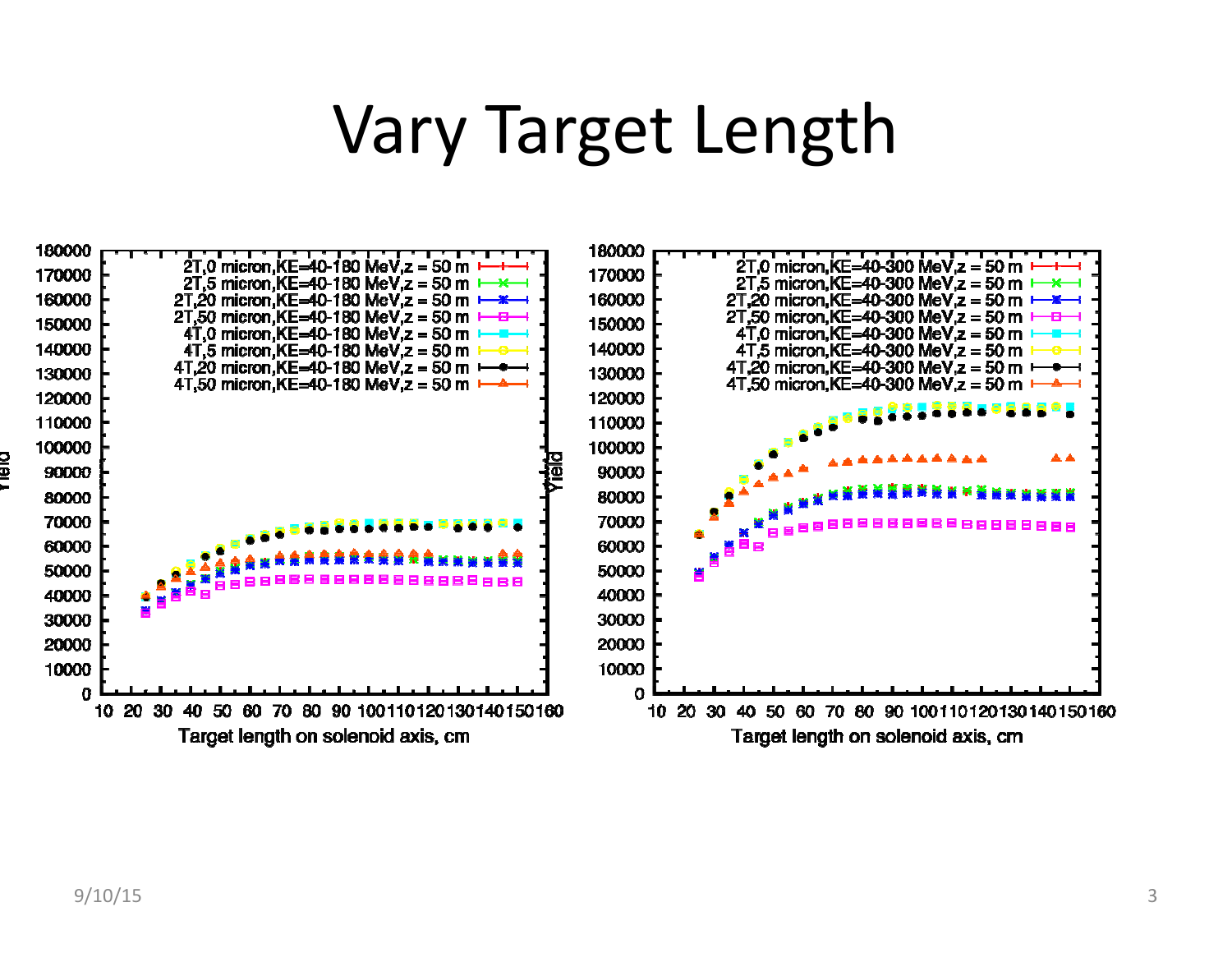# Vary Target Length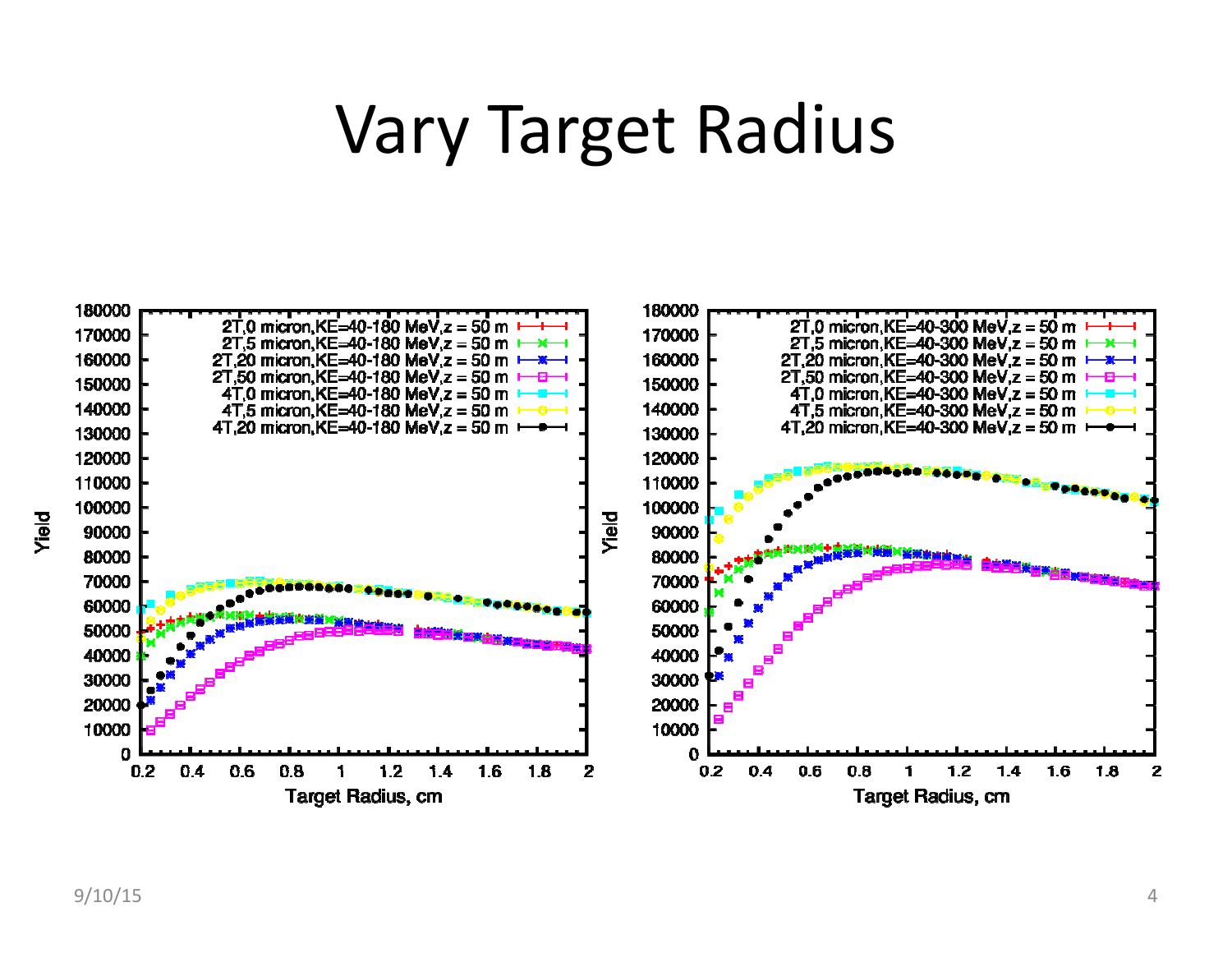# Vary Target Radius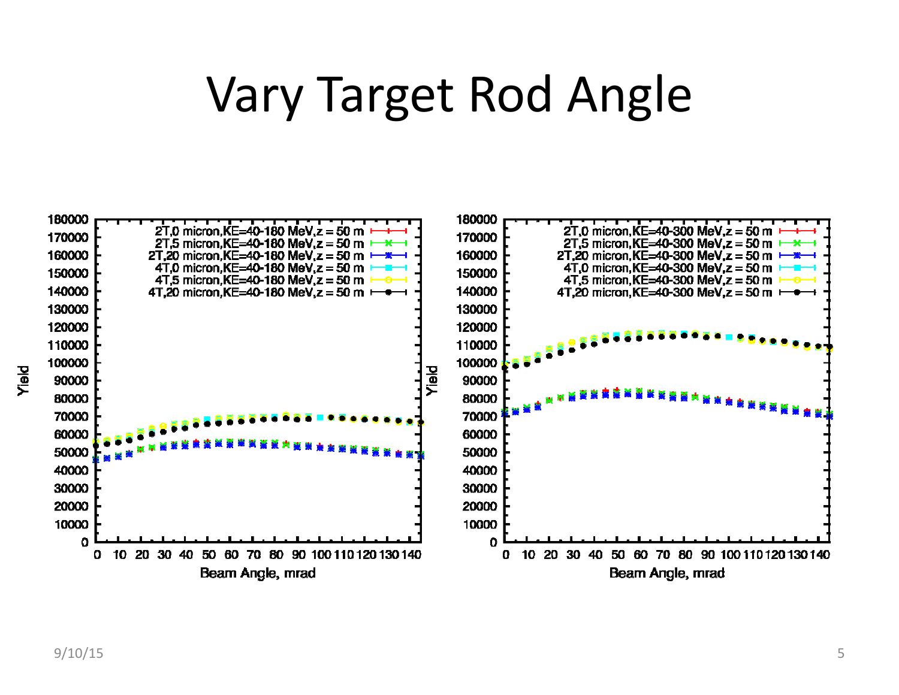# Vary Target Rod Angle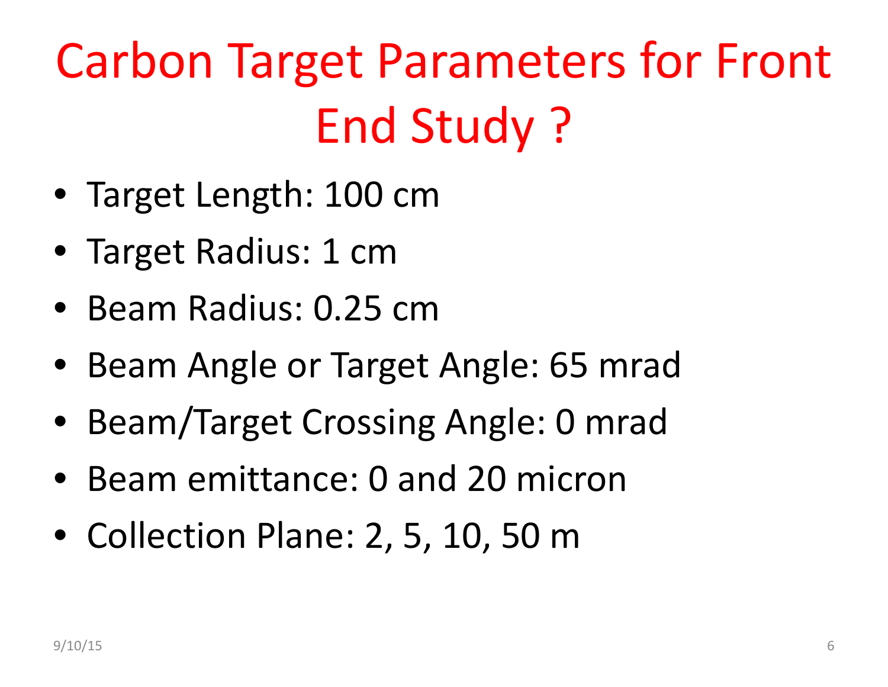# Carbon Target Parameters for Front End Study ?

- Target Length: 100 cm
- Target Radius: 1 cm
- Beam Radius: 0.25 cm
- Beam Angle or Target Angle: 65 mrad
- Beam/Target Crossing Angle: 0 mrad
- Beam emittance: 0 and 20 micron
- Collection Plane: 2, 5, 10, 50 m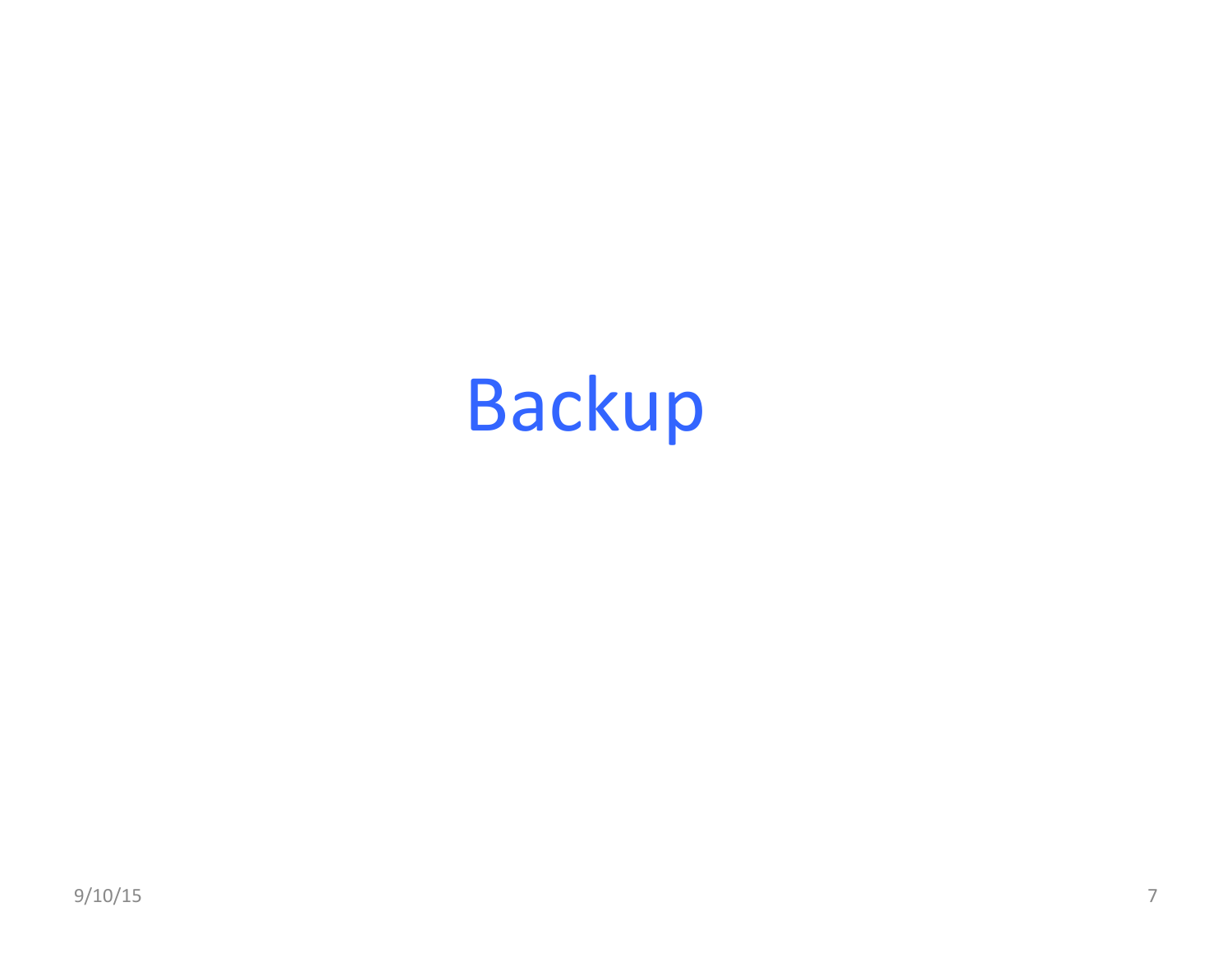# Backup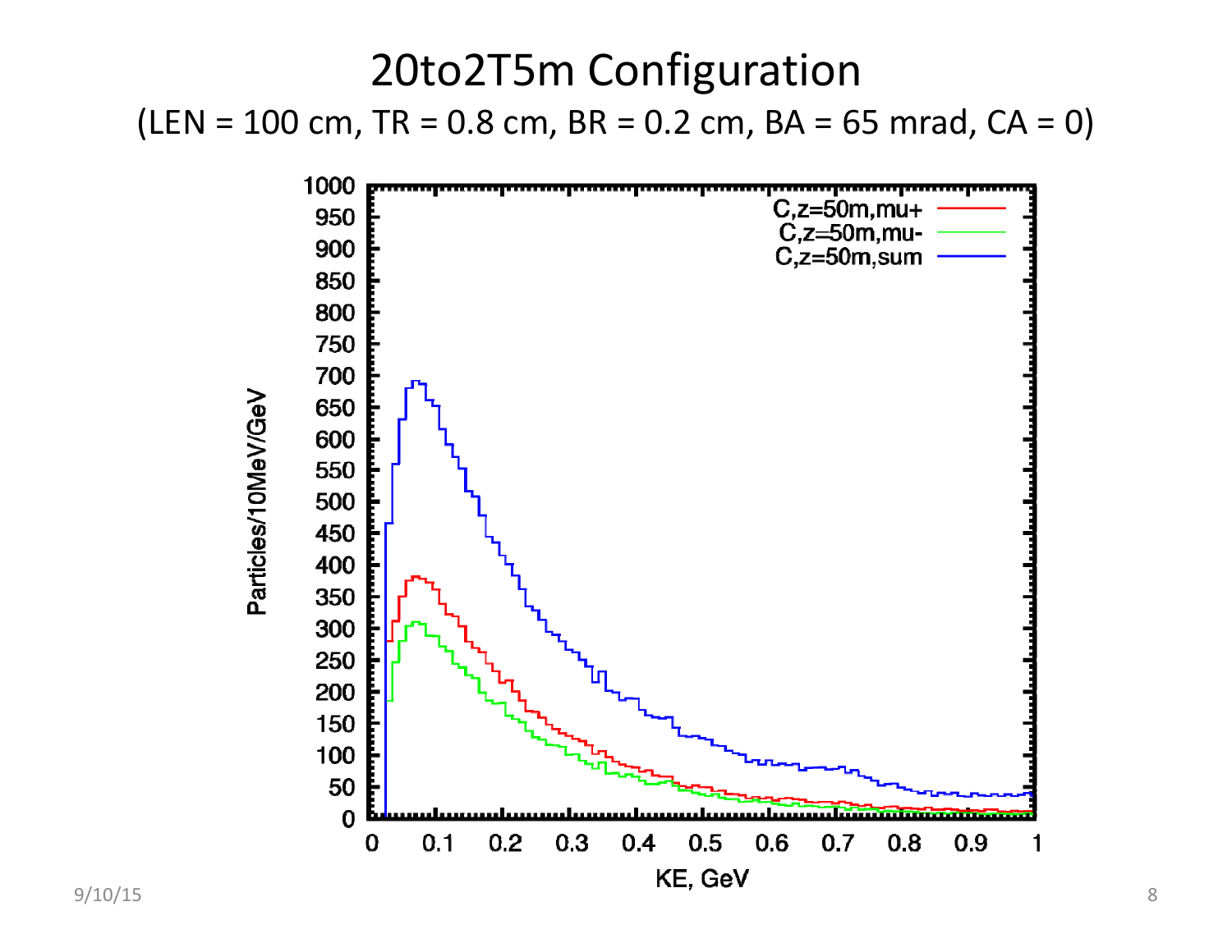# 20to2T5m Configuration

(LEN = 100 cm, TR = 0.8 cm, BR = 0.2 cm, BA = 65 mrad, CA = 0)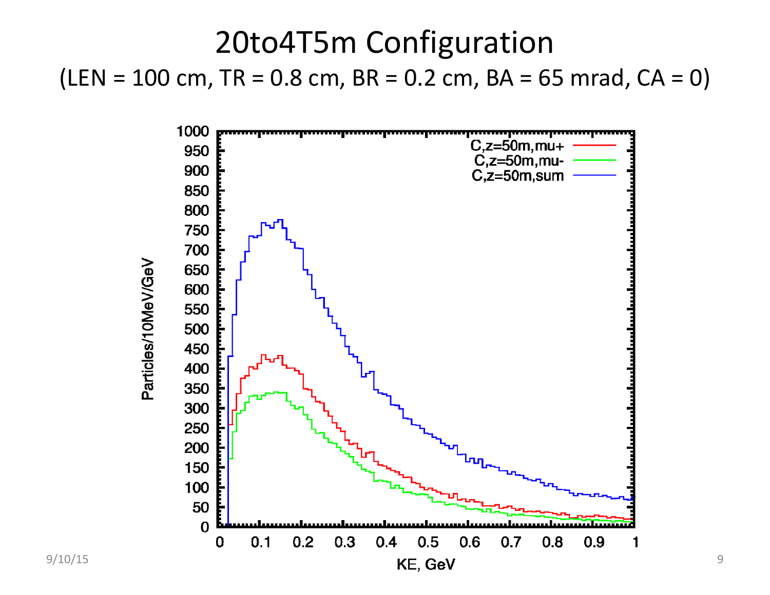# 20to4T5m Configuration

(LEN = 100 cm, TR = 0.8 cm, BR = 0.2 cm, BA = 65 mrad, CA = 0)

C,z=50m,mu+
C,z=50m,mu-
C,z=50m,sum

Particles/10MeV/GeV

0
50
100
150
200
250
300
350
400
450
500
550
600
650
700
750
800
850
900
950
1000

0
0.1
0.2
0.3
0.4
0.5
0.6
0.7
0.8
0.9
1

KE, GeV

9/10/15